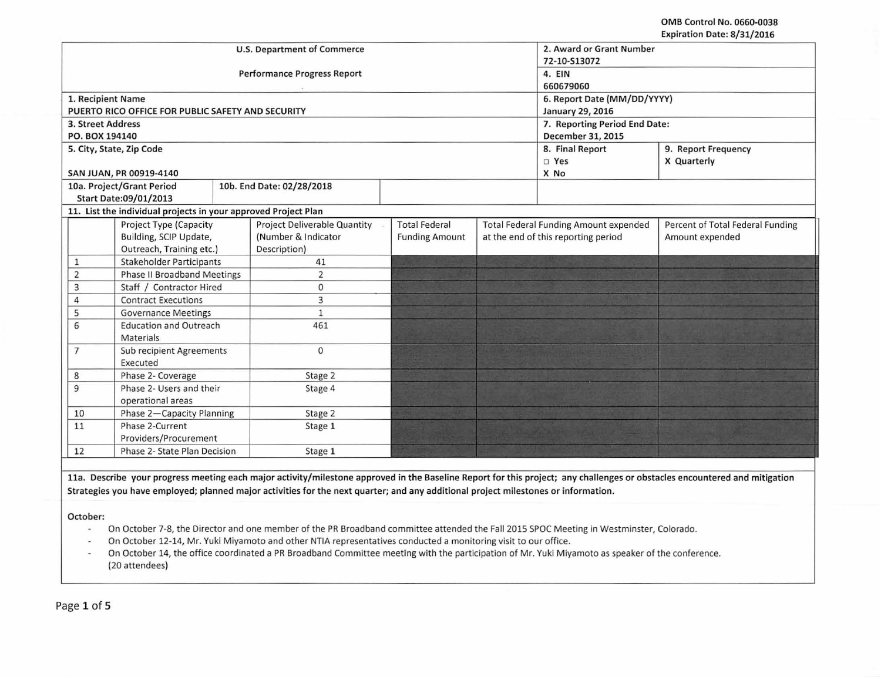OMB Control No. 0660-0038
Expiration Date: 8/31/2016

| | | | |
|---|---|---|---|
| U.S. Department of Commerce<br>Performance Progress Report | | 2. Award or Grant Number<br>72-10-S13072 | |
| | | 4. EIN<br>660679060 | |
| 1. Recipient Name<br>PUERTO RICO OFFICE FOR PUBLIC SAFETY AND SECURITY | | 6. Report Date (MM/DD/YYYY)<br>January 29, 2016 | |
| 3. Street Address<br>PO. BOX 194140 | | 7. Reporting Period End Date:<br>December 31, 2015 | |
| 5. City, State, Zip Code<br>SAN JUAN, PR 00919-4140 | | 8. Final Report<br>□ Yes<br>X No | 9. Report Frequency<br>X Quarterly |
| 10a. Project/Grant Period<br>Start Date:09/01/2013 | 10b. End Date: 02/28/2018 | | |

**11. List the individual projects in your approved Project Plan**

| | Project Type (Capacity Building, SCIP Update, Outreach, Training etc.) | Project Deliverable Quantity (Number & Indicator Description) | Total Federal Funding Amount | Total Federal Funding Amount expended at the end of this reporting period | Percent of Total Federal Funding Amount expended |
|---|---|---|---|---|---|
| 1 | Stakeholder Participants | 41 | | | |
| 2 | Phase II Broadband Meetings | 2 | | | |
| 3 | Staff / Contractor Hired | 0 | | | |
| 4 | Contract Executions | 3 | | | |
| 5 | Governance Meetings | 1 | | | |
| 6 | Education and Outreach Materials | 461 | | | |
| 7 | Sub recipient Agreements Executed | 0 | | | |
| 8 | Phase 2- Coverage | Stage 2 | | | |
| 9 | Phase 2- Users and their operational areas | Stage 4 | | | |
| 10 | Phase 2—Capacity Planning | Stage 2 | | | |
| 11 | Phase 2-Current Providers/Procurement | Stage 1 | | | |
| 12 | Phase 2- State Plan Decision | Stage 1 | | | |

**11a. Describe your progress meeting each major activity/milestone approved in the Baseline Report for this project; any challenges or obstacles encountered and mitigation Strategies you have employed; planned major activities for the next quarter; and any additional project milestones or information.**

**October:**

- On October 7-8, the Director and one member of the PR Broadband committee attended the Fall 2015 SPOC Meeting in Westminster, Colorado.
- On October 12-14, Mr. Yuki Miyamoto and other NTIA representatives conducted a monitoring visit to our office.
- On October 14, the office coordinated a PR Broadband Committee meeting with the participation of Mr. Yuki Miyamoto as speaker of the conference. (20 attendees)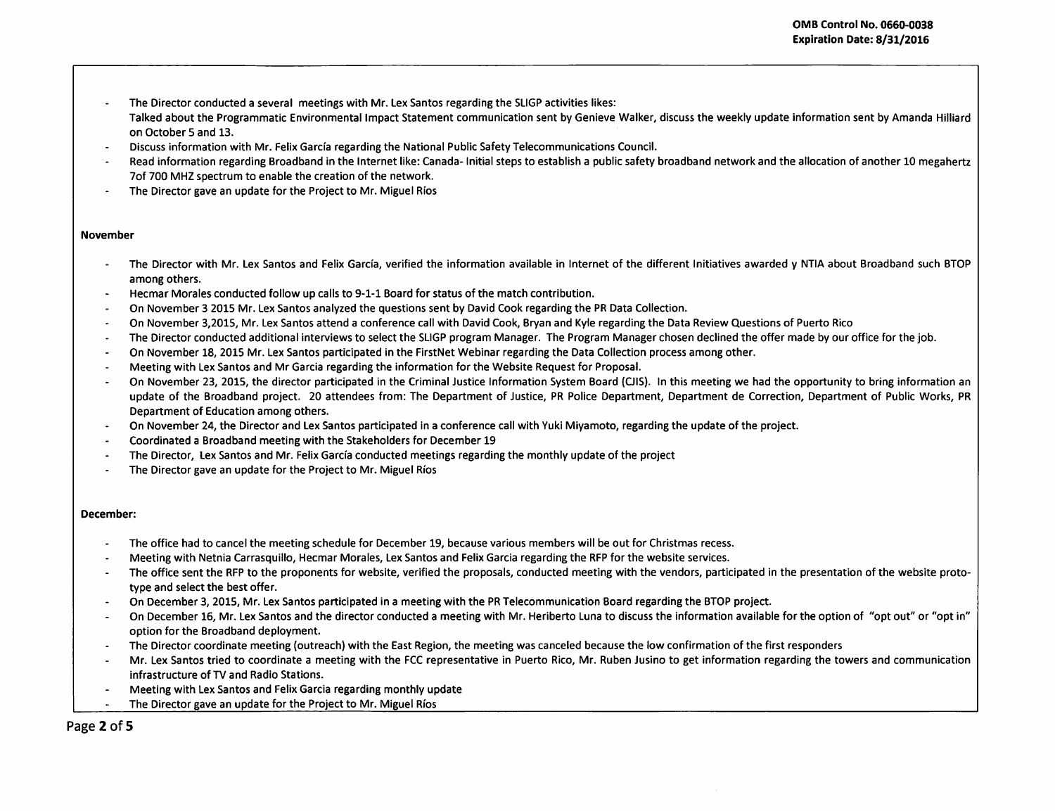- The Director conducted a several meetings with Mr. Lex Santos regarding the SLIGP activities likes:
  Talked about the Programmatic Environmental Impact Statement communication sent by Genieve Walker, discuss the weekly update information sent by Amanda Hilliard on October 5 and 13.
- Discuss information with Mr. Felix García regarding the National Public Safety Telecommunications Council.
- Read information regarding Broadband in the Internet like: Canada- Initial steps to establish a public safety broadband network and the allocation of another 10 megahertz 7of 700 MHZ spectrum to enable the creation of the network.
- The Director gave an update for the Project to Mr. Miguel Ríos

**November**

- The Director with Mr. Lex Santos and Felix García, verified the information available in Internet of the different Initiatives awarded y NTIA about Broadband such BTOP among others.
- Hecmar Morales conducted follow up calls to 9-1-1 Board for status of the match contribution.
- On November 3 2015 Mr. Lex Santos analyzed the questions sent by David Cook regarding the PR Data Collection.
- On November 3,2015, Mr. Lex Santos attend a conference call with David Cook, Bryan and Kyle regarding the Data Review Questions of Puerto Rico
- The Director conducted additional interviews to select the SLIGP program Manager. The Program Manager chosen declined the offer made by our office for the job.
- On November 18, 2015 Mr. Lex Santos participated in the FirstNet Webinar regarding the Data Collection process among other.
- Meeting with Lex Santos and Mr Garcia regarding the information for the Website Request for Proposal.
- On November 23, 2015, the director participated in the Criminal Justice Information System Board (CJIS). In this meeting we had the opportunity to bring information an update of the Broadband project. 20 attendees from: The Department of Justice, PR Police Department, Department de Correction, Department of Public Works, PR Department of Education among others.
- On November 24, the Director and Lex Santos participated in a conference call with Yuki Miyamoto, regarding the update of the project.
- Coordinated a Broadband meeting with the Stakeholders for December 19
- The Director, Lex Santos and Mr. Felix García conducted meetings regarding the monthly update of the project
- The Director gave an update for the Project to Mr. Miguel Ríos

**December:**

- The office had to cancel the meeting schedule for December 19, because various members will be out for Christmas recess.
- Meeting with Netnia Carrasquillo, Hecmar Morales, Lex Santos and Felix Garcia regarding the RFP for the website services.
- The office sent the RFP to the proponents for website, verified the proposals, conducted meeting with the vendors, participated in the presentation of the website proto-type and select the best offer.
- On December 3, 2015, Mr. Lex Santos participated in a meeting with the PR Telecommunication Board regarding the BTOP project.
- On December 16, Mr. Lex Santos and the director conducted a meeting with Mr. Heriberto Luna to discuss the information available for the option of "opt out" or "opt in" option for the Broadband deployment.
- The Director coordinate meeting (outreach) with the East Region, the meeting was canceled because the low confirmation of the first responders
- Mr. Lex Santos tried to coordinate a meeting with the FCC representative in Puerto Rico, Mr. Ruben Jusino to get information regarding the towers and communication infrastructure of TV and Radio Stations.
- Meeting with Lex Santos and Felix Garcia regarding monthly update
- The Director gave an update for the Project to Mr. Miguel Ríos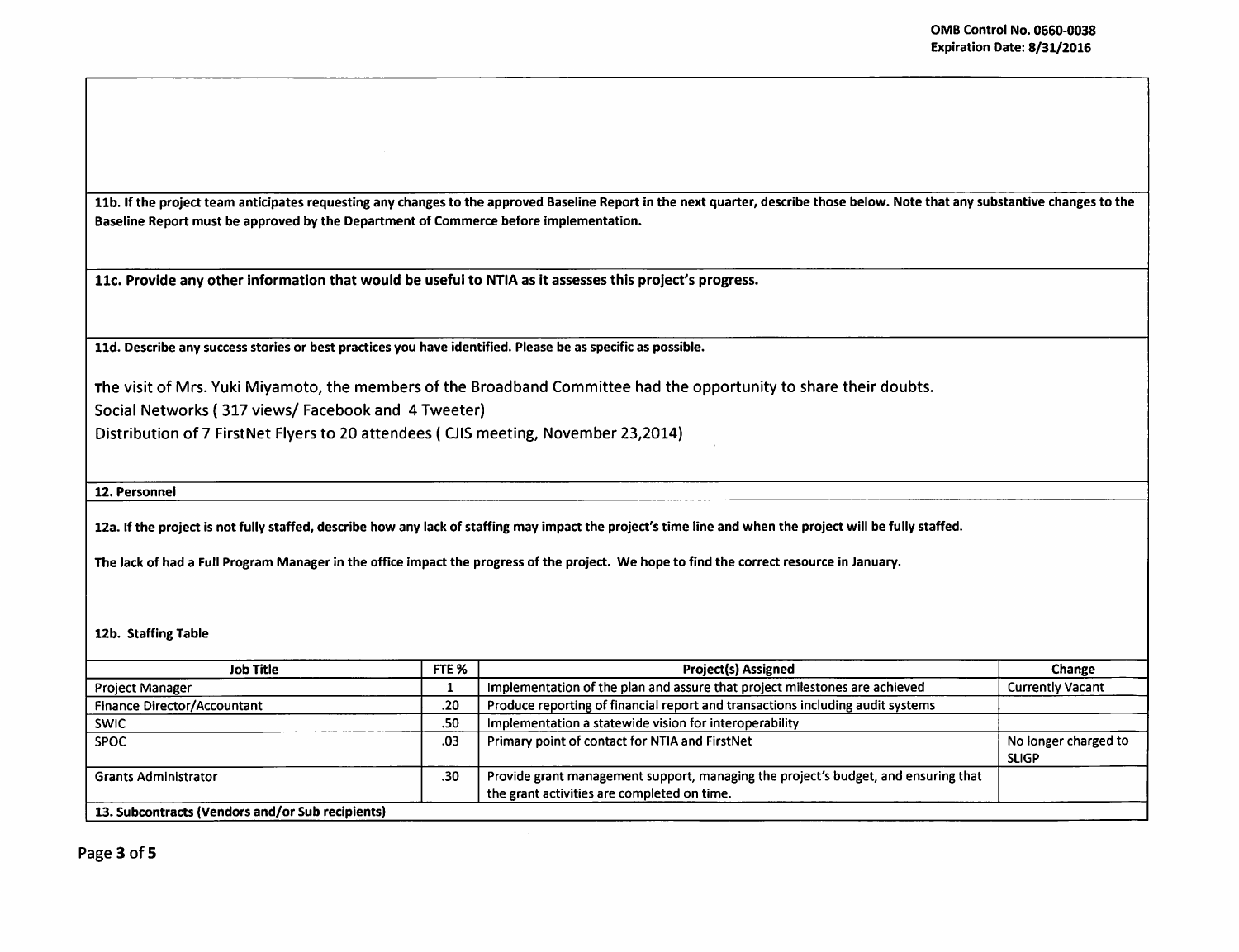**11b. If the project team anticipates requesting any changes to the approved Baseline Report in the next quarter, describe those below. Note that any substantive changes to the Baseline Report must be approved by the Department of Commerce before implementation.**

**11c. Provide any other information that would be useful to NTIA as it assesses this project's progress.**

**11d. Describe any success stories or best practices you have identified. Please be as specific as possible.**

The visit of Mrs. Yuki Miyamoto, the members of the Broadband Committee had the opportunity to share their doubts.
Social Networks ( 317 views/ Facebook and 4 Tweeter)
Distribution of 7 FirstNet Flyers to 20 attendees ( CJIS meeting, November 23,2014)

**12. Personnel**

**12a. If the project is not fully staffed, describe how any lack of staffing may impact the project's time line and when the project will be fully staffed.**

**The lack of had a Full Program Manager in the office impact the progress of the project. We hope to find the correct resource in January.**

**12b. Staffing Table**

| Job Title | FTE % | Project(s) Assigned | Change |
|---|---|---|---|
| Project Manager | 1 | Implementation of the plan and assure that project milestones are achieved | Currently Vacant |
| Finance Director/Accountant | .20 | Produce reporting of financial report and transactions including audit systems | |
| SWIC | .50 | Implementation a statewide vision for interoperability | |
| SPOC | .03 | Primary point of contact for NTIA and FirstNet | No longer charged to SLIGP |
| Grants Administrator | .30 | Provide grant management support, managing the project's budget, and ensuring that the grant activities are completed on time. | |

**13. Subcontracts (Vendors and/or Sub recipients)**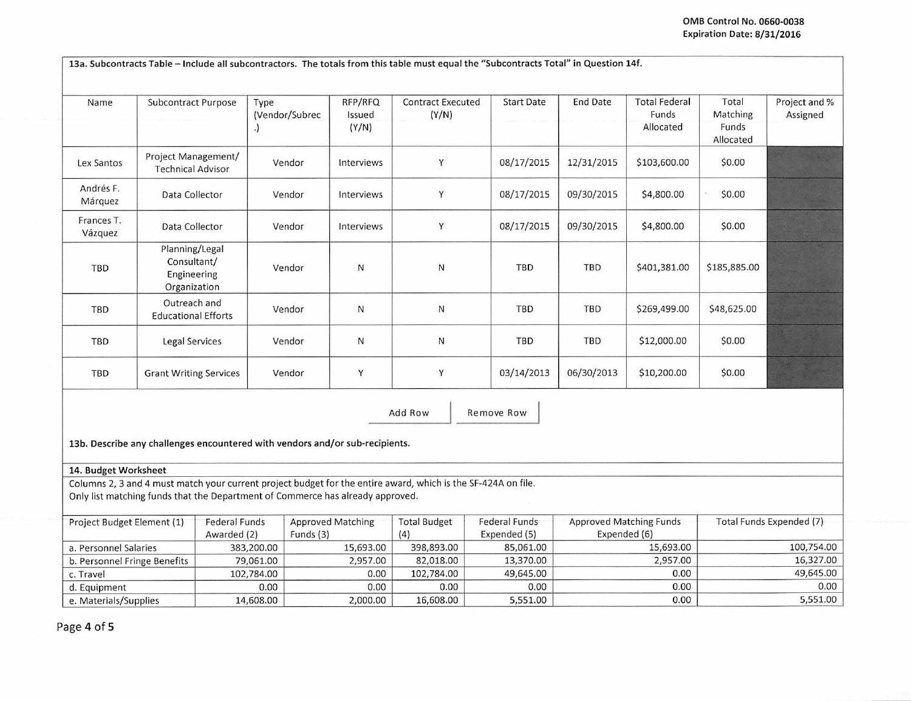OMB Control No. 0660-0038
Expiration Date: 8/31/2016

**13a. Subcontracts Table – Include all subcontractors. The totals from this table must equal the "Subcontracts Total" in Question 14f.**

| Name | Subcontract Purpose | Type (Vendor/Subrec.) | RFP/RFQ Issued (Y/N) | Contract Executed (Y/N) | Start Date | End Date | Total Federal Funds Allocated | Total Matching Funds Allocated | Project and % Assigned |
|---|---|---|---|---|---|---|---|---|---|
| Lex Santos | Project Management/ Technical Advisor | Vendor | Interviews | Y | 08/17/2015 | 12/31/2015 | $103,600.00 | $0.00 | |
| Andrés F. Márquez | Data Collector | Vendor | Interviews | Y | 08/17/2015 | 09/30/2015 | $4,800.00 | $0.00 | |
| Frances T. Vázquez | Data Collector | Vendor | Interviews | Y | 08/17/2015 | 09/30/2015 | $4,800.00 | $0.00 | |
| TBD | Planning/Legal Consultant/ Engineering Organization | Vendor | N | N | TBD | TBD | $401,381.00 | $185,885.00 | |
| TBD | Outreach and Educational Efforts | Vendor | N | N | TBD | TBD | $269,499.00 | $48,625.00 | |
| TBD | Legal Services | Vendor | N | N | TBD | TBD | $12,000.00 | $0.00 | |
| TBD | Grant Writing Services | Vendor | Y | Y | 03/14/2013 | 06/30/2013 | $10,200.00 | $0.00 | |

Add Row Remove Row

**13b. Describe any challenges encountered with vendors and/or sub-recipients.**

**14. Budget Worksheet**

Columns 2, 3 and 4 must match your current project budget for the entire award, which is the SF-424A on file.
Only list matching funds that the Department of Commerce has already approved.

| Project Budget Element (1) | Federal Funds Awarded (2) | Approved Matching Funds (3) | Total Budget (4) | Federal Funds Expended (5) | Approved Matching Funds Expended (6) | Total Funds Expended (7) |
|---|---|---|---|---|---|---|
| a. Personnel Salaries | 383,200.00 | 15,693.00 | 398,893.00 | 85,061.00 | 15,693.00 | 100,754.00 |
| b. Personnel Fringe Benefits | 79,061.00 | 2,957.00 | 82,018.00 | 13,370.00 | 2,957.00 | 16,327.00 |
| c. Travel | 102,784.00 | 0.00 | 102,784.00 | 49,645.00 | 0.00 | 49,645.00 |
| d. Equipment | 0.00 | 0.00 | 0.00 | 0.00 | 0.00 | 0.00 |
| e. Materials/Supplies | 14,608.00 | 2,000.00 | 16,608.00 | 5,551.00 | 0.00 | 5,551.00 |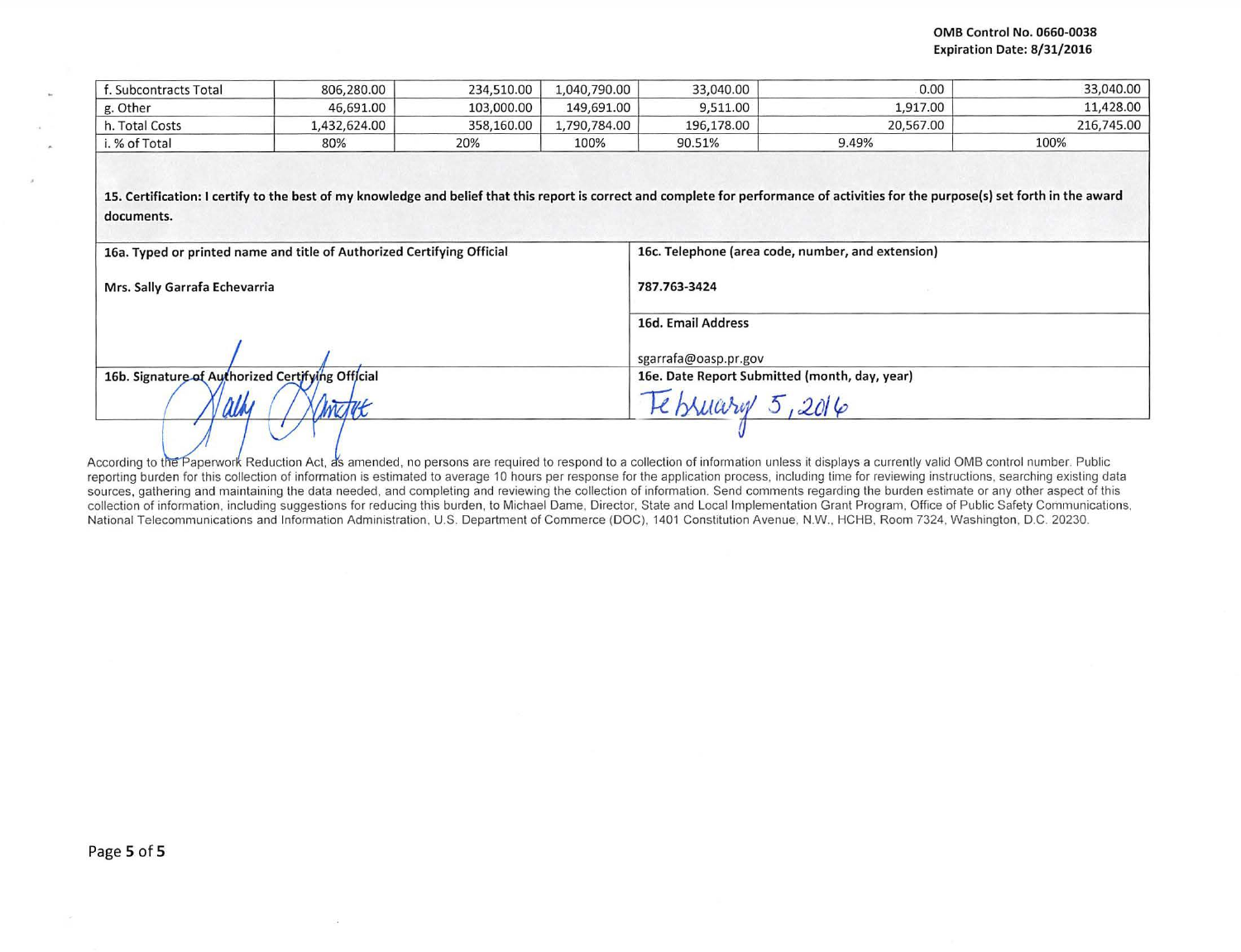| | | | | | | |
|---|---|---|---|---|---|---|
| f. Subcontracts Total | 806,280.00 | 234,510.00 | 1,040,790.00 | 33,040.00 | 0.00 | 33,040.00 |
| g. Other | 46,691.00 | 103,000.00 | 149,691.00 | 9,511.00 | 1,917.00 | 11,428.00 |
| h. Total Costs | 1,432,624.00 | 358,160.00 | 1,790,784.00 | 196,178.00 | 20,567.00 | 216,745.00 |
| i. % of Total | 80% | 20% | 100% | 90.51% | 9.49% | 100% |

**15. Certification: I certify to the best of my knowledge and belief that this report is correct and complete for performance of activities for the purpose(s) set forth in the award documents.**

| | |
|---|---|
| **16a. Typed or printed name and title of Authorized Certifying Official**<br><br>**Mrs. Sally Garrafa Echevarria** | **16c. Telephone (area code, number, and extension)**<br><br>**787.763-3424** |
| | **16d. Email Address**<br><br>sgarrafa@oasp.pr.gov |
| **16b. Signature of Authorized Certifying Official**<br><br>Sally Garrafa | **16e. Date Report Submitted (month, day, year)**<br><br>February 5, 2016 |

According to the Paperwork Reduction Act, as amended, no persons are required to respond to a collection of information unless it displays a currently valid OMB control number. Public reporting burden for this collection of information is estimated to average 10 hours per response for the application process, including time for reviewing instructions, searching existing data sources, gathering and maintaining the data needed, and completing and reviewing the collection of information. Send comments regarding the burden estimate or any other aspect of this collection of information, including suggestions for reducing this burden, to Michael Dame, Director, State and Local Implementation Grant Program, Office of Public Safety Communications, National Telecommunications and Information Administration, U.S. Department of Commerce (DOC), 1401 Constitution Avenue, N.W., HCHB, Room 7324, Washington, D.C. 20230.